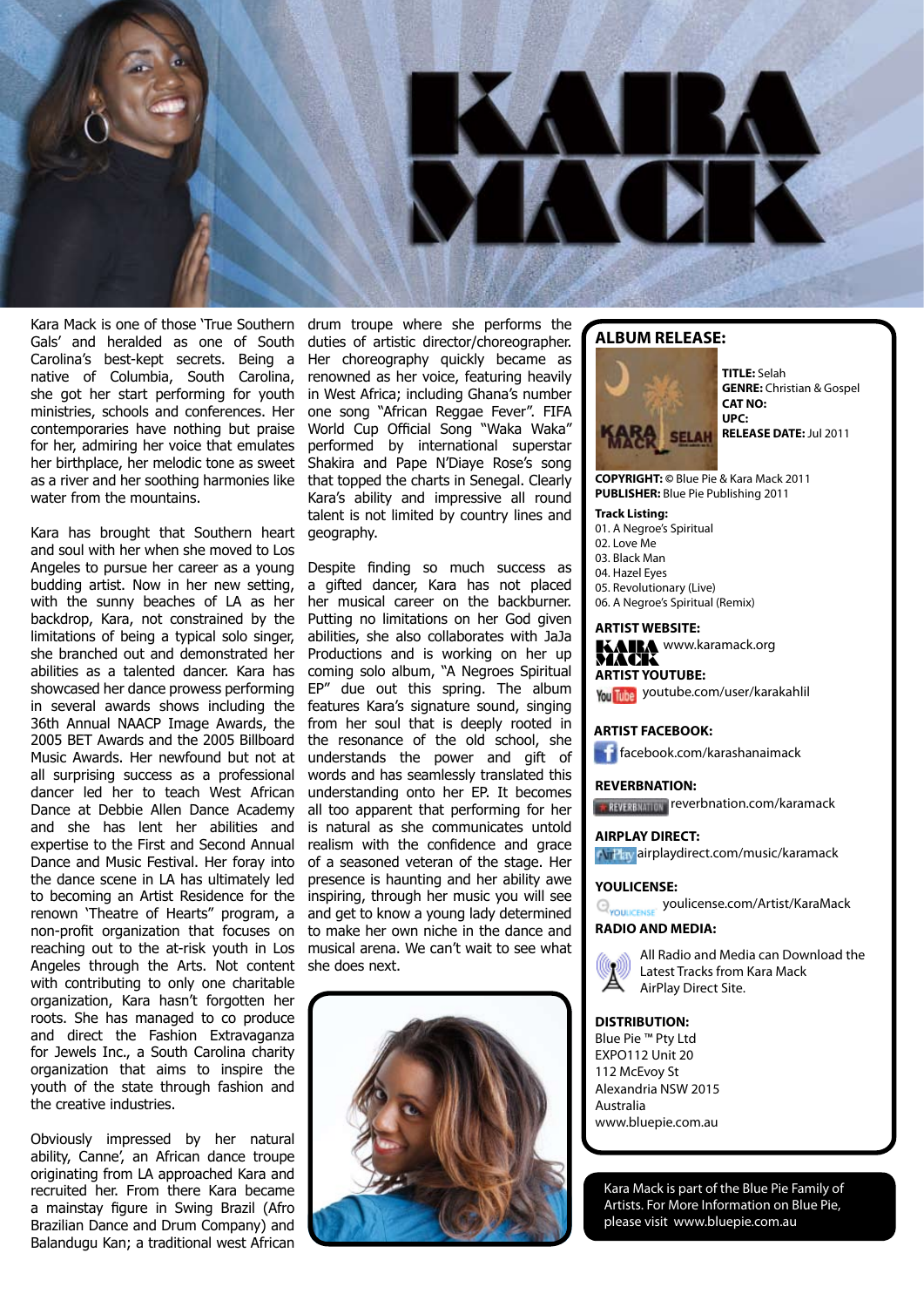# KARA MACK

Kara Mack is one of those 'True Southern Gals' and heralded as one of South Carolina's best-kept secrets. Being a native of Columbia, South Carolina, she got her start performing for youth ministries, schools and conferences. Her contemporaries have nothing but praise for her, admiring her voice that emulates her birthplace, her melodic tone as sweet as a river and her soothing harmonies like water from the mountains.

Kara has brought that Southern heart and soul with her when she moved to Los Angeles to pursue her career as a young budding artist. Now in her new setting, with the sunny beaches of LA as her backdrop, Kara, not constrained by the limitations of being a typical solo singer, she branched out and demonstrated her abilities as a talented dancer. Kara has showcased her dance prowess performing in several awards shows including the 36th Annual NAACP Image Awards, the 2005 BET Awards and the 2005 Billboard Music Awards. Her newfound but not at all surprising success as a professional dancer led her to teach West African Dance at Debbie Allen Dance Academy and she has lent her abilities and expertise to the First and Second Annual Dance and Music Festival. Her foray into the dance scene in LA has ultimately led to becoming an Artist Residence for the renown 'Theatre of Hearts" program, a non-profit organization that focuses on reaching out to the at-risk youth in Los Angeles through the Arts. Not content with contributing to only one charitable organization, Kara hasn't forgotten her roots. She has managed to co produce and direct the Fashion Extravaganza for Jewels Inc., a South Carolina charity organization that aims to inspire the youth of the state through fashion and the creative industries.

Obviously impressed by her natural ability, Canne', an African dance troupe originating from LA approached Kara and recruited her. From there Kara became a mainstay figure in Swing Brazil (Afro Brazilian Dance and Drum Company) and Balandugu Kan; a traditional west African drum troupe where she performs the duties of artistic director/choreographer. Her choreography quickly became as renowned as her voice, featuring heavily in West Africa; including Ghana's number one song "African Reggae Fever". FIFA World Cup Official Song "Waka Waka" performed by international superstar Shakira and Pape N'Diaye Rose's song that topped the charts in Senegal. Clearly Kara's ability and impressive all round talent is not limited by country lines and geography.

Despite finding so much success as a gifted dancer, Kara has not placed her musical career on the backburner. Putting no limitations on her God given abilities, she also collaborates with JaJa Productions and is working on her up coming solo album, "A Negroes Spiritual EP" due out this spring. The album features Kara's signature sound, singing from her soul that is deeply rooted in the resonance of the old school, she understands the power and gift of words and has seamlessly translated this understanding onto her EP. It becomes all too apparent that performing for her is natural as she communicates untold realism with the confidence and grace of a seasoned veteran of the stage. Her presence is haunting and her ability awe inspiring, through her music you will see and get to know a young lady determined to make her own niche in the dance and musical arena. We can't wait to see what she does next.

## ALBUM RELEASE:

**TITLE:** Selah
**GENRE:** Christian & Gospel
**CAT NO:**
**UPC:**
**RELEASE DATE:** Jul 2011

**COPYRIGHT:** © Blue Pie & Kara Mack 2011
**PUBLISHER:** Blue Pie Publishing 2011

**Track Listing:**
01. A Negroe's Spiritual
02. Love Me
03. Black Man
04. Hazel Eyes
05. Revolutionary (Live)
06. A Negroe's Spiritual (Remix)

**ARTIST WEBSITE:**
www.karamack.org

**ARTIST YOUTUBE:**
youtube.com/user/karakahlil

**ARTIST FACEBOOK:**
facebook.com/karashanaimack

**REVERBNATION:**
reverbnation.com/karamack

**AIRPLAY DIRECT:**
airplaydirect.com/music/karamack

**YOULICENSE:**
youlicense.com/Artist/KaraMack

**RADIO AND MEDIA:**

All Radio and Media can Download the Latest Tracks from Kara Mack AirPlay Direct Site.

**DISTRIBUTION:**
Blue Pie ™ Pty Ltd
EXPO112 Unit 20
112 McEvoy St
Alexandria NSW 2015
Australia
www.bluepie.com.au

Kara Mack is part of the Blue Pie Family of Artists. For More Information on Blue Pie, please visit www.bluepie.com.au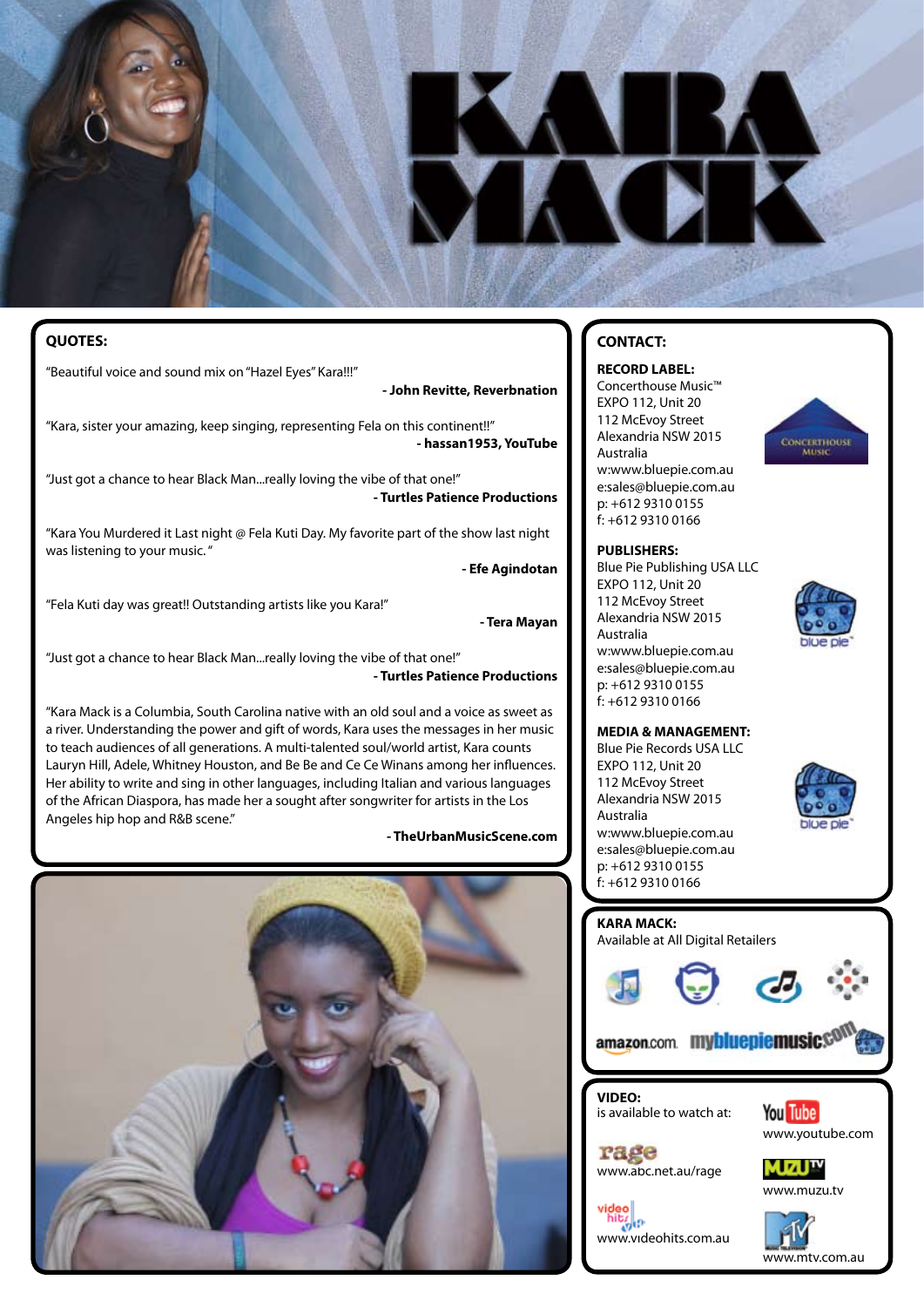# KARA MACK

## QUOTES:

"Beautiful voice and sound mix on "Hazel Eyes" Kara!!!"

**- John Revitte, Reverbnation**

"Kara, sister your amazing, keep singing, representing Fela on this continent!!"

**- hassan1953, YouTube**

"Just got a chance to hear Black Man...really loving the vibe of that one!"

**- Turtles Patience Productions**

"Kara You Murdered it Last night @ Fela Kuti Day. My favorite part of the show last night was listening to your music. "

**- Efe Agindotan**

"Fela Kuti day was great!! Outstanding artists like you Kara!"

**- Tera Mayan**

"Just got a chance to hear Black Man...really loving the vibe of that one!"

**- Turtles Patience Productions**

"Kara Mack is a Columbia, South Carolina native with an old soul and a voice as sweet as a river. Understanding the power and gift of words, Kara uses the messages in her music to teach audiences of all generations. A multi-talented soul/world artist, Kara counts Lauryn Hill, Adele, Whitney Houston, and Be Be and Ce Ce Winans among her influences. Her ability to write and sing in other languages, including Italian and various languages of the African Diaspora, has made her a sought after songwriter for artists in the Los Angeles hip hop and R&B scene."

**- TheUrbanMusicScene.com**

## CONTACT:

**RECORD LABEL:**
Concerthouse Music™
EXPO 112, Unit 20
112 McEvoy Street
Alexandria NSW 2015
Australia
w:www.bluepie.com.au
e:sales@bluepie.com.au
p: +612 9310 0155
f: +612 9310 0166

**PUBLISHERS:**
Blue Pie Publishing USA LLC
EXPO 112, Unit 20
112 McEvoy Street
Alexandria NSW 2015
Australia
w:www.bluepie.com.au
e:sales@bluepie.com.au
p: +612 9310 0155
f: +612 9310 0166

**MEDIA & MANAGEMENT:**
Blue Pie Records USA LLC
EXPO 112, Unit 20
112 McEvoy Street
Alexandria NSW 2015
Australia
w:www.bluepie.com.au
e:sales@bluepie.com.au
p: +612 9310 0155
f: +612 9310 0166

**KARA MACK:**
Available at All Digital Retailers

amazon.com mybluepiemusic.com

**VIDEO:**
is available to watch at:

www.youtube.com

www.abc.net.au/rage

www.muzu.tv

www.videohits.com.au

www.mtv.com.au